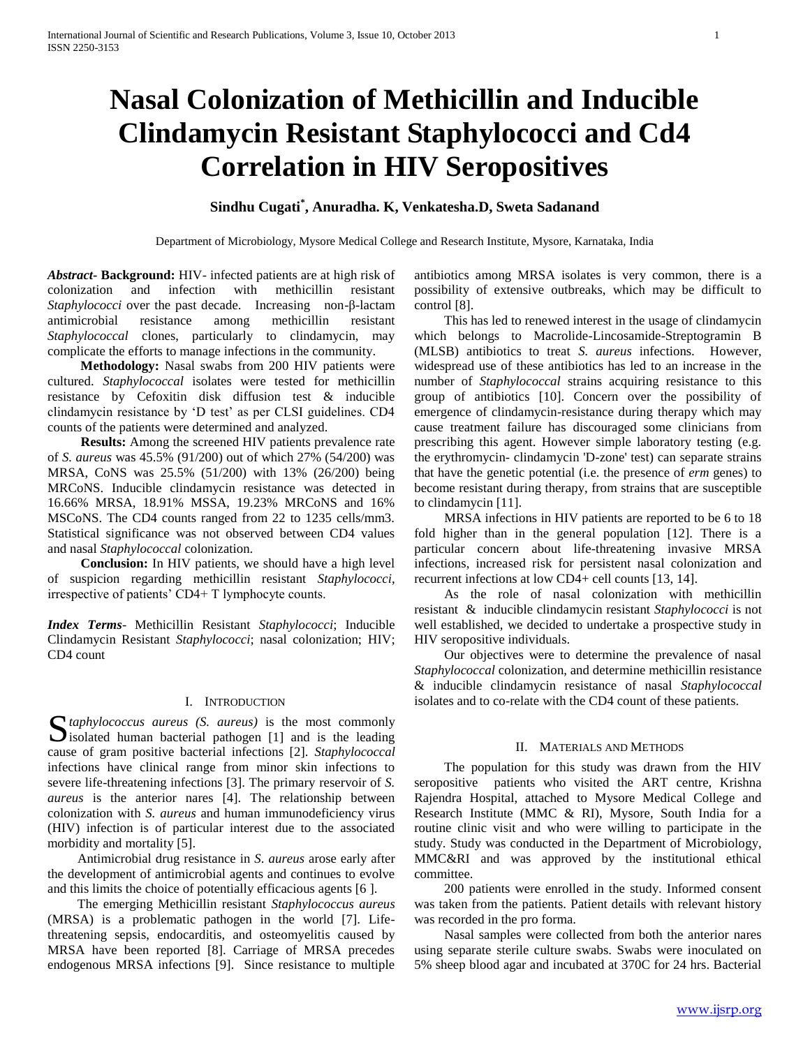# Nasal Colonization of Methicillin and Inducible Clindamycin Resistant Staphylococci and Cd4 Correlation in HIV Seropositives

**Sindhu Cugati[*], Anuradha. K, Venkatesha.D, Sweta Sadanand**

Department of Microbiology, Mysore Medical College and Research Institute, Mysore, Karnataka, India

***Abstract*- Background:** HIV- infected patients are at high risk of colonization and infection with methicillin resistant *Staphylococci* over the past decade. Increasing non-β-lactam antimicrobial resistance among methicillin resistant *Staphylococcal* clones, particularly to clindamycin, may complicate the efforts to manage infections in the community.

**Methodology:** Nasal swabs from 200 HIV patients were cultured. *Staphylococcal* isolates were tested for methicillin resistance by Cefoxitin disk diffusion test & inducible clindamycin resistance by 'D test' as per CLSI guidelines. CD4 counts of the patients were determined and analyzed.

**Results:** Among the screened HIV patients prevalence rate of *S. aureus* was 45.5% (91/200) out of which 27% (54/200) was MRSA, CoNS was 25.5% (51/200) with 13% (26/200) being MRCoNS. Inducible clindamycin resistance was detected in 16.66% MRSA, 18.91% MSSA, 19.23% MRCoNS and 16% MSCoNS. The CD4 counts ranged from 22 to 1235 cells/mm3. Statistical significance was not observed between CD4 values and nasal *Staphylococcal* colonization.

**Conclusion:** In HIV patients, we should have a high level of suspicion regarding methicillin resistant *Staphylococci*, irrespective of patients' CD4+ T lymphocyte counts.

***Index Terms*-** Methicillin Resistant *Staphylococci*; Inducible Clindamycin Resistant *Staphylococci*; nasal colonization; HIV; CD4 count

## I. Introduction

*Staphylococcus aureus (S. aureus)* is the most commonly isolated human bacterial pathogen [1] and is the leading cause of gram positive bacterial infections [2]. *Staphylococcal* infections have clinical range from minor skin infections to severe life-threatening infections [3]. The primary reservoir of *S. aureus* is the anterior nares [4]. The relationship between colonization with *S. aureus* and human immunodeficiency virus (HIV) infection is of particular interest due to the associated morbidity and mortality [5].

Antimicrobial drug resistance in *S. aureus* arose early after the development of antimicrobial agents and continues to evolve and this limits the choice of potentially efficacious agents [6 ].

The emerging Methicillin resistant *Staphylococcus aureus* (MRSA) is a problematic pathogen in the world [7]. Life-threatening sepsis, endocarditis, and osteomyelitis caused by MRSA have been reported [8]. Carriage of MRSA precedes endogenous MRSA infections [9]. Since resistance to multiple antibiotics among MRSA isolates is very common, there is a possibility of extensive outbreaks, which may be difficult to control [8].

This has led to renewed interest in the usage of clindamycin which belongs to Macrolide-Lincosamide-Streptogramin B (MLSB) antibiotics to treat *S. aureus* infections. However, widespread use of these antibiotics has led to an increase in the number of *Staphylococcal* strains acquiring resistance to this group of antibiotics [10]. Concern over the possibility of emergence of clindamycin-resistance during therapy which may cause treatment failure has discouraged some clinicians from prescribing this agent. However simple laboratory testing (e.g. the erythromycin- clindamycin 'D-zone' test) can separate strains that have the genetic potential (i.e. the presence of *erm* genes) to become resistant during therapy, from strains that are susceptible to clindamycin [11].

MRSA infections in HIV patients are reported to be 6 to 18 fold higher than in the general population [12]. There is a particular concern about life-threatening invasive MRSA infections, increased risk for persistent nasal colonization and recurrent infections at low CD4+ cell counts [13, 14].

As the role of nasal colonization with methicillin resistant & inducible clindamycin resistant *Staphylococci* is not well established, we decided to undertake a prospective study in HIV seropositive individuals.

Our objectives were to determine the prevalence of nasal *Staphylococcal* colonization, and determine methicillin resistance & inducible clindamycin resistance of nasal *Staphylococcal* isolates and to co-relate with the CD4 count of these patients.

## II. Materials and Methods

The population for this study was drawn from the HIV seropositive patients who visited the ART centre, Krishna Rajendra Hospital, attached to Mysore Medical College and Research Institute (MMC & RI), Mysore, South India for a routine clinic visit and who were willing to participate in the study. Study was conducted in the Department of Microbiology, MMC&RI and was approved by the institutional ethical committee.

200 patients were enrolled in the study. Informed consent was taken from the patients. Patient details with relevant history was recorded in the pro forma.

Nasal samples were collected from both the anterior nares using separate sterile culture swabs. Swabs were inoculated on 5% sheep blood agar and incubated at 370C for 24 hrs. Bacterial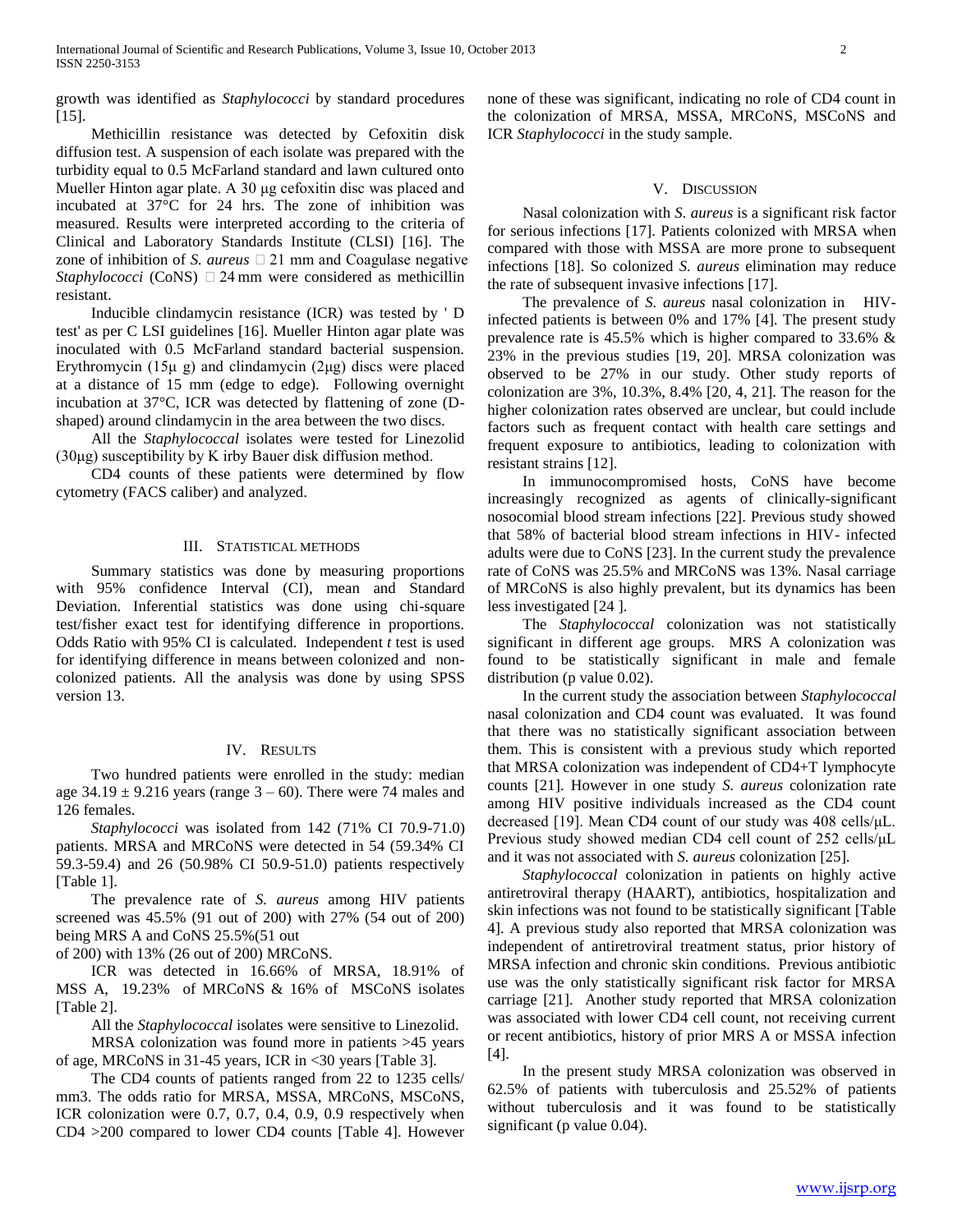growth was identified as *Staphylococci* by standard procedures [15].

Methicillin resistance was detected by Cefoxitin disk diffusion test. A suspension of each isolate was prepared with the turbidity equal to 0.5 McFarland standard and lawn cultured onto Mueller Hinton agar plate. A 30 μg cefoxitin disc was placed and incubated at 37°C for 24 hrs. The zone of inhibition was measured. Results were interpreted according to the criteria of Clinical and Laboratory Standards Institute (CLSI) [16]. The zone of inhibition of *S. aureus* □ 21 mm and Coagulase negative *Staphylococci* (CoNS) □ 24 mm were considered as methicillin resistant.

Inducible clindamycin resistance (ICR) was tested by ' D test' as per C LSI guidelines [16]. Mueller Hinton agar plate was inoculated with 0.5 McFarland standard bacterial suspension. Erythromycin (15μ g) and clindamycin (2μg) discs were placed at a distance of 15 mm (edge to edge). Following overnight incubation at 37°C, ICR was detected by flattening of zone (D-shaped) around clindamycin in the area between the two discs.

All the *Staphylococcal* isolates were tested for Linezolid (30μg) susceptibility by K irby Bauer disk diffusion method.

CD4 counts of these patients were determined by flow cytometry (FACS caliber) and analyzed.

## III. STATISTICAL METHODS

Summary statistics was done by measuring proportions with 95% confidence Interval (CI), mean and Standard Deviation. Inferential statistics was done using chi-square test/fisher exact test for identifying difference in proportions. Odds Ratio with 95% CI is calculated. Independent *t* test is used for identifying difference in means between colonized and non-colonized patients. All the analysis was done by using SPSS version 13.

## IV. RESULTS

Two hundred patients were enrolled in the study: median age 34.19 ± 9.216 years (range 3 – 60). There were 74 males and 126 females.

*Staphylococci* was isolated from 142 (71% CI 70.9-71.0) patients. MRSA and MRCoNS were detected in 54 (59.34% CI 59.3-59.4) and 26 (50.98% CI 50.9-51.0) patients respectively [Table 1].

The prevalence rate of *S. aureus* among HIV patients screened was 45.5% (91 out of 200) with 27% (54 out of 200) being MRS A and CoNS 25.5%(51 out of 200) with 13% (26 out of 200) MRCoNS.

ICR was detected in 16.66% of MRSA, 18.91% of MSS A, 19.23% of MRCoNS & 16% of MSCoNS isolates [Table 2].

All the *Staphylococcal* isolates were sensitive to Linezolid.

MRSA colonization was found more in patients >45 years of age, MRCoNS in 31-45 years, ICR in <30 years [Table 3].

The CD4 counts of patients ranged from 22 to 1235 cells/ mm3. The odds ratio for MRSA, MSSA, MRCoNS, MSCoNS, ICR colonization were 0.7, 0.7, 0.4, 0.9, 0.9 respectively when CD4 >200 compared to lower CD4 counts [Table 4]. However none of these was significant, indicating no role of CD4 count in the colonization of MRSA, MSSA, MRCoNS, MSCoNS and ICR *Staphylococci* in the study sample.

## V. DISCUSSION

Nasal colonization with *S. aureus* is a significant risk factor for serious infections [17]. Patients colonized with MRSA when compared with those with MSSA are more prone to subsequent infections [18]. So colonized *S. aureus* elimination may reduce the rate of subsequent invasive infections [17].

The prevalence of *S. aureus* nasal colonization in HIV-infected patients is between 0% and 17% [4]. The present study prevalence rate is 45.5% which is higher compared to 33.6% & 23% in the previous studies [19, 20]. MRSA colonization was observed to be 27% in our study. Other study reports of colonization are 3%, 10.3%, 8.4% [20, 4, 21]. The reason for the higher colonization rates observed are unclear, but could include factors such as frequent contact with health care settings and frequent exposure to antibiotics, leading to colonization with resistant strains [12].

In immunocompromised hosts, CoNS have become increasingly recognized as agents of clinically-significant nosocomial blood stream infections [22]. Previous study showed that 58% of bacterial blood stream infections in HIV- infected adults were due to CoNS [23]. In the current study the prevalence rate of CoNS was 25.5% and MRCoNS was 13%. Nasal carriage of MRCoNS is also highly prevalent, but its dynamics has been less investigated [24 ].

The *Staphylococcal* colonization was not statistically significant in different age groups. MRS A colonization was found to be statistically significant in male and female distribution (p value 0.02).

In the current study the association between *Staphylococcal* nasal colonization and CD4 count was evaluated. It was found that there was no statistically significant association between them. This is consistent with a previous study which reported that MRSA colonization was independent of CD4+T lymphocyte counts [21]. However in one study *S. aureus* colonization rate among HIV positive individuals increased as the CD4 count decreased [19]. Mean CD4 count of our study was 408 cells/μL. Previous study showed median CD4 cell count of 252 cells/μL and it was not associated with *S. aureus* colonization [25].

*Staphylococcal* colonization in patients on highly active antiretroviral therapy (HAART), antibiotics, hospitalization and skin infections was not found to be statistically significant [Table 4]. A previous study also reported that MRSA colonization was independent of antiretroviral treatment status, prior history of MRSA infection and chronic skin conditions. Previous antibiotic use was the only statistically significant risk factor for MRSA carriage [21]. Another study reported that MRSA colonization was associated with lower CD4 cell count, not receiving current or recent antibiotics, history of prior MRS A or MSSA infection [4].

In the present study MRSA colonization was observed in 62.5% of patients with tuberculosis and 25.52% of patients without tuberculosis and it was found to be statistically significant (p value 0.04).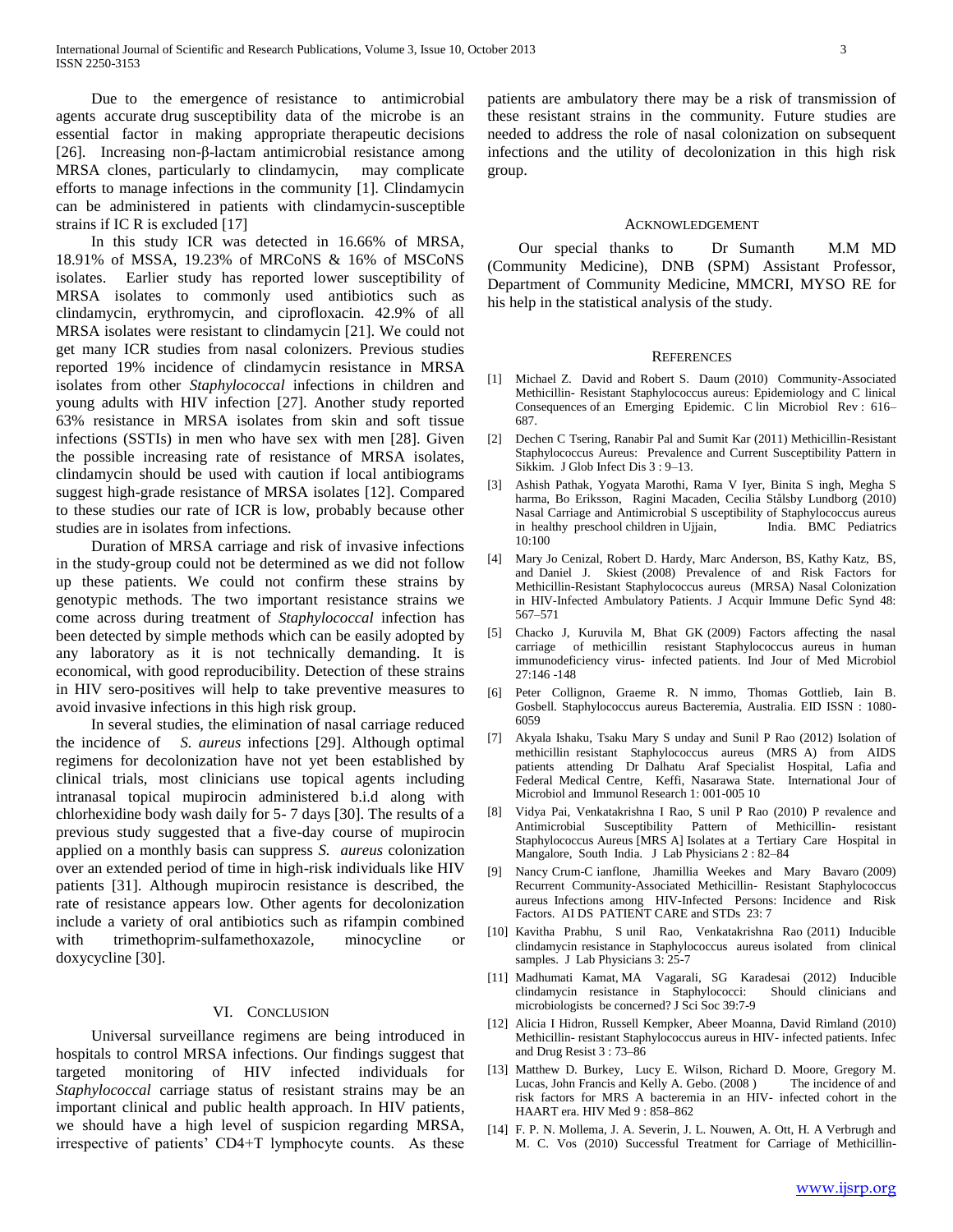Due to the emergence of resistance to antimicrobial agents accurate drug susceptibility data of the microbe is an essential factor in making appropriate therapeutic decisions [26]. Increasing non-β-lactam antimicrobial resistance among MRSA clones, particularly to clindamycin, may complicate efforts to manage infections in the community [1]. Clindamycin can be administered in patients with clindamycin-susceptible strains if IC R is excluded [17]

In this study ICR was detected in 16.66% of MRSA, 18.91% of MSSA, 19.23% of MRCoNS & 16% of MSCoNS isolates. Earlier study has reported lower susceptibility of MRSA isolates to commonly used antibiotics such as clindamycin, erythromycin, and ciprofloxacin. 42.9% of all MRSA isolates were resistant to clindamycin [21]. We could not get many ICR studies from nasal colonizers. Previous studies reported 19% incidence of clindamycin resistance in MRSA isolates from other *Staphylococcal* infections in children and young adults with HIV infection [27]. Another study reported 63% resistance in MRSA isolates from skin and soft tissue infections (SSTIs) in men who have sex with men [28]. Given the possible increasing rate of resistance of MRSA isolates, clindamycin should be used with caution if local antibiograms suggest high-grade resistance of MRSA isolates [12]. Compared to these studies our rate of ICR is low, probably because other studies are in isolates from infections.

Duration of MRSA carriage and risk of invasive infections in the study-group could not be determined as we did not follow up these patients. We could not confirm these strains by genotypic methods. The two important resistance strains we come across during treatment of *Staphylococcal* infection has been detected by simple methods which can be easily adopted by any laboratory as it is not technically demanding. It is economical, with good reproducibility. Detection of these strains in HIV sero-positives will help to take preventive measures to avoid invasive infections in this high risk group.

In several studies, the elimination of nasal carriage reduced the incidence of *S. aureus* infections [29]. Although optimal regimens for decolonization have not yet been established by clinical trials, most clinicians use topical agents including intranasal topical mupirocin administered b.i.d along with chlorhexidine body wash daily for 5- 7 days [30]. The results of a previous study suggested that a five-day course of mupirocin applied on a monthly basis can suppress *S. aureus* colonization over an extended period of time in high-risk individuals like HIV patients [31]. Although mupirocin resistance is described, the rate of resistance appears low. Other agents for decolonization include a variety of oral antibiotics such as rifampin combined with trimethoprim-sulfamethoxazole, minocycline or doxycycline [30].

## VI. Conclusion

Universal surveillance regimens are being introduced in hospitals to control MRSA infections. Our findings suggest that targeted monitoring of HIV infected individuals for *Staphylococcal* carriage status of resistant strains may be an important clinical and public health approach. In HIV patients, we should have a high level of suspicion regarding MRSA, irrespective of patients' CD4+T lymphocyte counts. As these patients are ambulatory there may be a risk of transmission of these resistant strains in the community. Future studies are needed to address the role of nasal colonization on subsequent infections and the utility of decolonization in this high risk group.

## Acknowledgement

Our special thanks to Dr Sumanth M.M MD (Community Medicine), DNB (SPM) Assistant Professor, Department of Community Medicine, MMCRI, MYSO RE for his help in the statistical analysis of the study.

## References

[1] Michael Z. David and Robert S. Daum (2010) Community-Associated Methicillin- Resistant Staphylococcus aureus: Epidemiology and C linical Consequences of an Emerging Epidemic. C lin Microbiol Rev : 616–687.

[2] Dechen C Tsering, Ranabir Pal and Sumit Kar (2011) Methicillin-Resistant Staphylococcus Aureus: Prevalence and Current Susceptibility Pattern in Sikkim. J Glob Infect Dis 3 : 9–13.

[3] Ashish Pathak, Yogyata Marothi, Rama V Iyer, Binita S ingh, Megha S harma, Bo Eriksson, Ragini Macaden, Cecilia Stålsby Lundborg (2010) Nasal Carriage and Antimicrobial S usceptibility of Staphylococcus aureus in healthy preschool children in Ujjain, India. BMC Pediatrics 10:100

[4] Mary Jo Cenizal, Robert D. Hardy, Marc Anderson, BS, Kathy Katz, BS, and Daniel J. Skiest (2008) Prevalence of and Risk Factors for Methicillin-Resistant Staphylococcus aureus (MRSA) Nasal Colonization in HIV-Infected Ambulatory Patients. J Acquir Immune Defic Synd 48: 567–571

[5] Chacko J, Kuruvila M, Bhat GK (2009) Factors affecting the nasal carriage of methicillin resistant Staphylococcus aureus in human immunodeficiency virus- infected patients. Ind Jour of Med Microbiol 27:146 -148

[6] Peter Collignon, Graeme R. N immo, Thomas Gottlieb, Iain B. Gosbell. Staphylococcus aureus Bacteremia, Australia. EID ISSN : 1080-6059

[7] Akyala Ishaku, Tsaku Mary S unday and Sunil P Rao (2012) Isolation of methicillin resistant Staphylococcus aureus (MRS A) from AIDS patients attending Dr Dalhatu Araf Specialist Hospital, Lafia and Federal Medical Centre, Keffi, Nasarawa State. International Jour of Microbiol and Immunol Research 1: 001-005 10

[8] Vidya Pai, Venkatakrishna I Rao, S unil P Rao (2010) P revalence and Antimicrobial Susceptibility Pattern of Methicillin- resistant Staphylococcus Aureus [MRS A] Isolates at a Tertiary Care Hospital in Mangalore, South India. J Lab Physicians 2 : 82–84

[9] Nancy Crum-C ianflone, Jhamillia Weekes and Mary Bavaro (2009) Recurrent Community-Associated Methicillin- Resistant Staphylococcus aureus Infections among HIV-Infected Persons: Incidence and Risk Factors. AI DS PATIENT CARE and STDs 23: 7

[10] Kavitha Prabhu, S unil Rao, Venkatakrishna Rao (2011) Inducible clindamycin resistance in Staphylococcus aureus isolated from clinical samples. J Lab Physicians 3: 25-7

[11] Madhumati Kamat, MA Vagarali, SG Karadesai (2012) Inducible clindamycin resistance in Staphylococci: Should clinicians and microbiologists be concerned? J Sci Soc 39:7-9

[12] Alicia I Hidron, Russell Kempker, Abeer Moanna, David Rimland (2010) Methicillin- resistant Staphylococcus aureus in HIV- infected patients. Infec and Drug Resist 3 : 73–86

[13] Matthew D. Burkey, Lucy E. Wilson, Richard D. Moore, Gregory M. Lucas, John Francis and Kelly A. Gebo. (2008 ) The incidence of and risk factors for MRS A bacteremia in an HIV- infected cohort in the HAART era. HIV Med 9 : 858–862

[14] F. P. N. Mollema, J. A. Severin, J. L. Nouwen, A. Ott, H. A Verbrugh and M. C. Vos (2010) Successful Treatment for Carriage of Methicillin-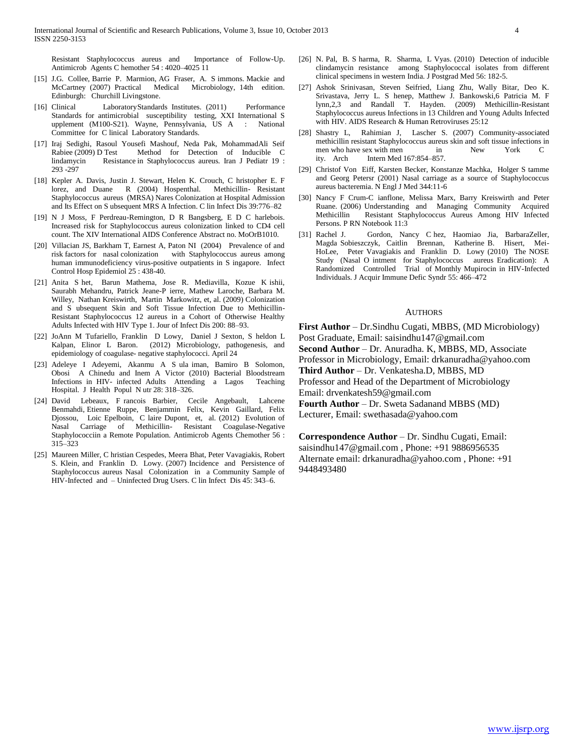Resistant Staphylococcus aureus and Importance of Follow-Up. Antimicrob Agents C hemother 54 : 4020–4025 11

[15] J.G. Collee, Barrie P. Marmion, AG Fraser, A. S immons. Mackie and McCartney (2007) Practical Medical Microbiology, 14th edition. Edinburgh: Churchill Livingstone.

[16] Clinical LaboratoryStandards Institutes. (2011) Performance Standards for antimicrobial susceptibility testing, XXI International S upplement (M100-S21). Wayne, Pennsylvania, US A : National Committee for C linical Laboratory Standards.

[17] Iraj Sedighi, Rasoul Yousefi Mashouf, Neda Pak, MohammadAli Seif Rabiee (2009) D Test Method for Detection of Inducible C lindamycin Resistance in Staphylococcus aureus. Iran J Pediatr 19 : 293 -297

[18] Kepler A. Davis, Justin J. Stewart, Helen K. Crouch, C hristopher E. F lorez, and Duane R (2004) Hospenthal. Methicillin- Resistant Staphylococcus aureus (MRSA) Nares Colonization at Hospital Admission and Its Effect on S ubsequent MRS A Infection. C lin Infect Dis 39:776–82

[19] N J Moss, F Perdreau-Remington, D R Bangsberg, E D C harlebois. Increased risk for Staphylococcus aureus colonization linked to CD4 cell count. The XIV International AIDS Conference Abstract no. MoOrB1010.

[20] Villacian JS, Barkham T, Earnest A, Paton NI (2004) Prevalence of and risk factors for nasal colonization with Staphylococcus aureus among human immunodeficiency virus-positive outpatients in S ingapore. Infect Control Hosp Epidemiol 25 : 438-40.

[21] Anita S het, Barun Mathema, Jose R. Mediavilla, Kozue K ishii, Saurabh Mehandru, Patrick Jeane-P ierre, Mathew Laroche, Barbara M. Willey, Nathan Kreiswirth, Martin Markowitz, et, al. (2009) Colonization and S ubsequent Skin and Soft Tissue Infection Due to Methicillin-Resistant Staphylococcus 12 aureus in a Cohort of Otherwise Healthy Adults Infected with HIV Type 1. Jour of Infect Dis 200: 88–93.

[22] JoAnn M Tufariello, Franklin D Lowy, Daniel J Sexton, S heldon L Kalpan, Elinor L Baron. (2012) Microbiology, pathogenesis, and epidemiology of coagulase- negative staphylococci. April 24

[23] Adeleye I Adeyemi, Akanmu A S ula iman, Bamiro B Solomon, Obosi A Chinedu and Inem A Victor (2010) Bacterial Bloodstream Infections in HIV- infected Adults Attending a Lagos Teaching Hospital. J Health Popul N utr 28: 318–326.

[24] David Lebeaux, F rancois Barbier, Cecile Angebault, Lahcene Benmahdi, Etienne Ruppe, Benjammin Felix, Kevin Gaillard, Felix Djossou, Loic Epelboin, C laire Dupont, et, al. (2012) Evolution of Nasal Carriage of Methicillin- Resistant Coagulase-Negative Staphylococciin a Remote Population. Antimicrob Agents Chemother 56 : 315–323

[25] Maureen Miller, C hristian Cespedes, Meera Bhat, Peter Vavagiakis, Robert S. Klein, and Franklin D. Lowy. (2007) Incidence and Persistence of Staphylococcus aureus Nasal Colonization in a Community Sample of HIV-Infected and – Uninfected Drug Users. C lin Infect Dis 45: 343–6.

[26] N. Pal, B. S harma, R. Sharma, L Vyas. (2010) Detection of inducible clindamycin resistance among Staphylococcal isolates from different clinical specimens in western India. J Postgrad Med 56: 182-5.

[27] Ashok Srinivasan, Steven Seifried, Liang Zhu, Wally Bitar, Deo K. Srivastava, Jerry L. S henep, Matthew J. Bankowski,6 Patricia M. F lynn,2,3 and Randall T. Hayden. (2009) Methicillin-Resistant Staphylococcus aureus Infections in 13 Children and Young Adults Infected with HIV. AIDS Research & Human Retroviruses 25:12

[28] Shastry L, Rahimian J, Lascher S. (2007) Community-associated methicillin resistant Staphylococcus aureus skin and soft tissue infections in men who have sex with men in New York C ity. Arch Intern Med 167:854–857.

[29] Christof Von Eiff, Karsten Becker, Konstanze Machka, Holger S tamme and Georg Petersr (2001) Nasal carriage as a source of Staphylococcus aureus bacteremia. N Engl J Med 344:11-6

[30] Nancy F Crum-C ianflone, Melissa Marx, Barry Kreiswirth and Peter Ruane. (2006) Understanding and Managing Community Acquired Methicillin Resistant Staphylococcus Aureus Among HIV Infected Persons. P RN Notebook 11:3

[31] Rachel J. Gordon, Nancy C hez, Haomiao Jia, BarbaraZeller, Magda Sobieszczyk, Caitlin Brennan, Katherine B. Hisert, Mei-HoLee, Peter Vavagiakis and Franklin D. Lowy (2010) The NOSE Study (Nasal O intment for Staphylococcus aureus Eradication): A Randomized Controlled Trial of Monthly Mupirocin in HIV-Infected Individuals. J Acquir Immune Defic Syndr 55: 466–472

## AUTHORS

**First Author** – Dr.Sindhu Cugati, MBBS, (MD Microbiology) Post Graduate, Email: saisindhu147@gmail.com

**Second Author** – Dr. Anuradha. K, MBBS, MD, Associate Professor in Microbiology, Email: drkanuradha@yahoo.com

**Third Author** – Dr. Venkatesha.D, MBBS, MD Professor and Head of the Department of Microbiology Email: drvenkatesh59@gmail.com

**Fourth Author** – Dr. Sweta Sadanand MBBS (MD) Lecturer, Email: swethasada@yahoo.com

**Correspondence Author** – Dr. Sindhu Cugati, Email: saisindhu147@gmail.com , Phone: +91 9886956535 Alternate email: drkanuradha@yahoo.com , Phone: +91 9448493480